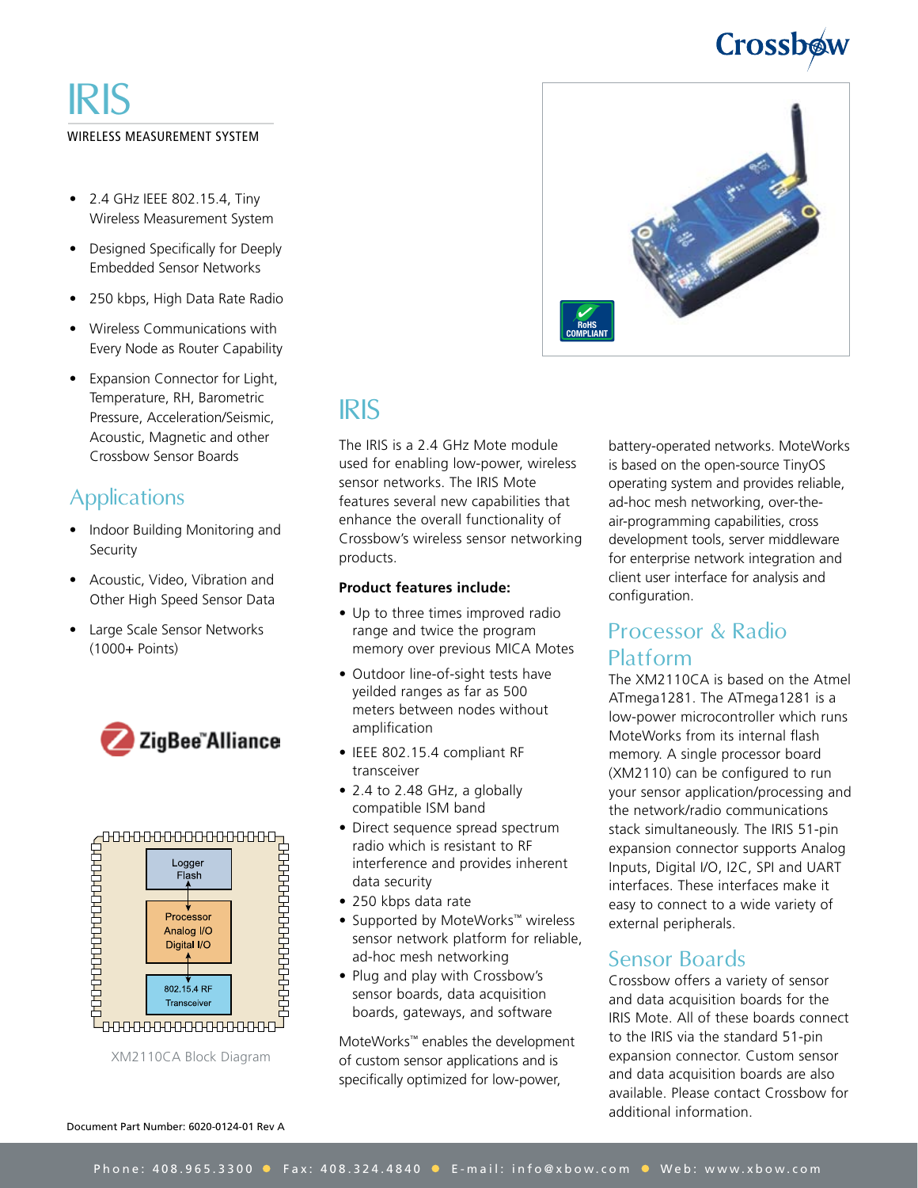# IRIS

WIRELESS MEASUREMENT SYSTEM

- 2.4 GHz IEEE 802.15.4, Tiny Wireless Measurement System
- Designed Specifically for Deeply Embedded Sensor Networks
- 250 kbps, High Data Rate Radio
- Wireless Communications with Every Node as Router Capability
- Expansion Connector for Light, Temperature, RH, Barometric Pressure, Acceleration/Seismic, Acoustic, Magnetic and other Crossbow Sensor Boards

## Applications

- Indoor Building Monitoring and Security
- Acoustic, Video, Vibration and Other High Speed Sensor Data
- Large Scale Sensor Networks (1000+ Points)

Logger Flash

Processor Analog I/O Digital I/O

802.15.4 RF Transceiver

XM2110CA Block Diagram

Document Part Number: 6020-0124-01 Rev A

## IRIS

The IRIS is a 2.4 GHz Mote module used for enabling low-power, wireless sensor networks. The IRIS Mote features several new capabilities that enhance the overall functionality of Crossbow's wireless sensor networking products.

**Product features include:**

- Up to three times improved radio range and twice the program memory over previous MICA Motes
- Outdoor line-of-sight tests have yeilded ranges as far as 500 meters between nodes without amplification
- IEEE 802.15.4 compliant RF transceiver
- 2.4 to 2.48 GHz, a globally compatible ISM band
- Direct sequence spread spectrum radio which is resistant to RF interference and provides inherent data security
- 250 kbps data rate
- Supported by MoteWorks™ wireless sensor network platform for reliable, ad-hoc mesh networking
- Plug and play with Crossbow's sensor boards, data acquisition boards, gateways, and software

MoteWorks™ enables the development of custom sensor applications and is specifically optimized for low-power, battery-operated networks. MoteWorks is based on the open-source TinyOS operating system and provides reliable, ad-hoc mesh networking, over-the-air-programming capabilities, cross development tools, server middleware for enterprise network integration and client user interface for analysis and configuration.

## Processor & Radio Platform

The XM2110CA is based on the Atmel ATmega1281. The ATmega1281 is a low-power microcontroller which runs MoteWorks from its internal flash memory. A single processor board (XM2110) can be configured to run your sensor application/processing and the network/radio communications stack simultaneously. The IRIS 51-pin expansion connector supports Analog Inputs, Digital I/O, I2C, SPI and UART interfaces. These interfaces make it easy to connect to a wide variety of external peripherals.

## Sensor Boards

Crossbow offers a variety of sensor and data acquisition boards for the IRIS Mote. All of these boards connect to the IRIS via the standard 51-pin expansion connector. Custom sensor and data acquisition boards are also available. Please contact Crossbow for additional information.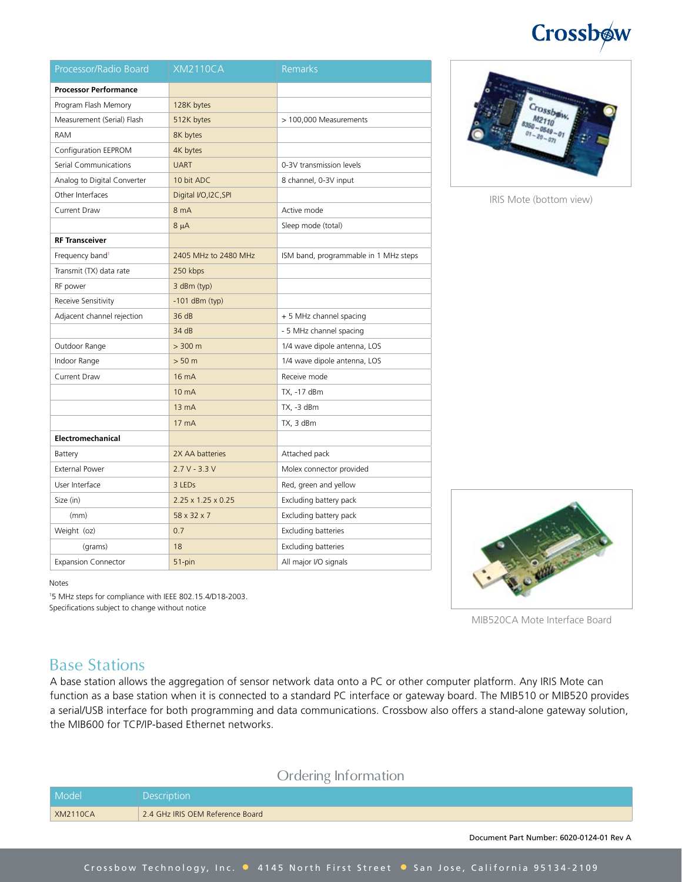| Processor/Radio Board | XM2110CA | Remarks |
|---|---|---|
| **Processor Performance** | | |
| Program Flash Memory | 128K bytes | |
| Measurement (Serial) Flash | 512K bytes | > 100,000 Measurements |
| RAM | 8K bytes | |
| Configuration EEPROM | 4K bytes | |
| Serial Communications | UART | 0-3V transmission levels |
| Analog to Digital Converter | 10 bit ADC | 8 channel, 0-3V input |
| Other Interfaces | Digital I/O,I2C,SPI | |
| Current Draw | 8 mA | Active mode |
| | 8 μA | Sleep mode (total) |
| **RF Transceiver** | | |
| Frequency band[1] | 2405 MHz to 2480 MHz | ISM band, programmable in 1 MHz steps |
| Transmit (TX) data rate | 250 kbps | |
| RF power | 3 dBm (typ) | |
| Receive Sensitivity | -101 dBm (typ) | |
| Adjacent channel rejection | 36 dB | + 5 MHz channel spacing |
| | 34 dB | - 5 MHz channel spacing |
| Outdoor Range | > 300 m | 1/4 wave dipole antenna, LOS |
| Indoor Range | > 50 m | 1/4 wave dipole antenna, LOS |
| Current Draw | 16 mA | Receive mode |
| | 10 mA | TX, -17 dBm |
| | 13 mA | TX, -3 dBm |
| | 17 mA | TX, 3 dBm |
| **Electromechanical** | | |
| Battery | 2X AA batteries | Attached pack |
| External Power | 2.7 V - 3.3 V | Molex connector provided |
| User Interface | 3 LEDs | Red, green and yellow |
| Size (in) | 2.25 x 1.25 x 0.25 | Excluding battery pack |
| (mm) | 58 x 32 x 7 | Excluding battery pack |
| Weight (oz) | 0.7 | Excluding batteries |
| (grams) | 18 | Excluding batteries |
| Expansion Connector | 51-pin | All major I/O signals |

Notes

[1]5 MHz steps for compliance with IEEE 802.15.4/D18-2003.
Specifications subject to change without notice

IRIS Mote (bottom view)

MIB520CA Mote Interface Board

## Base Stations

A base station allows the aggregation of sensor network data onto a PC or other computer platform. Any IRIS Mote can function as a base station when it is connected to a standard PC interface or gateway board. The MIB510 or MIB520 provides a serial/USB interface for both programming and data communications. Crossbow also offers a stand-alone gateway solution, the MIB600 for TCP/IP-based Ethernet networks.

## Ordering Information

| Model | Description |
|---|---|
| XM2110CA | 2.4 GHz IRIS OEM Reference Board |

Document Part Number: 6020-0124-01 Rev A

Crossbow Technology, Inc. • 4145 North First Street • San Jose, California 95134-2109